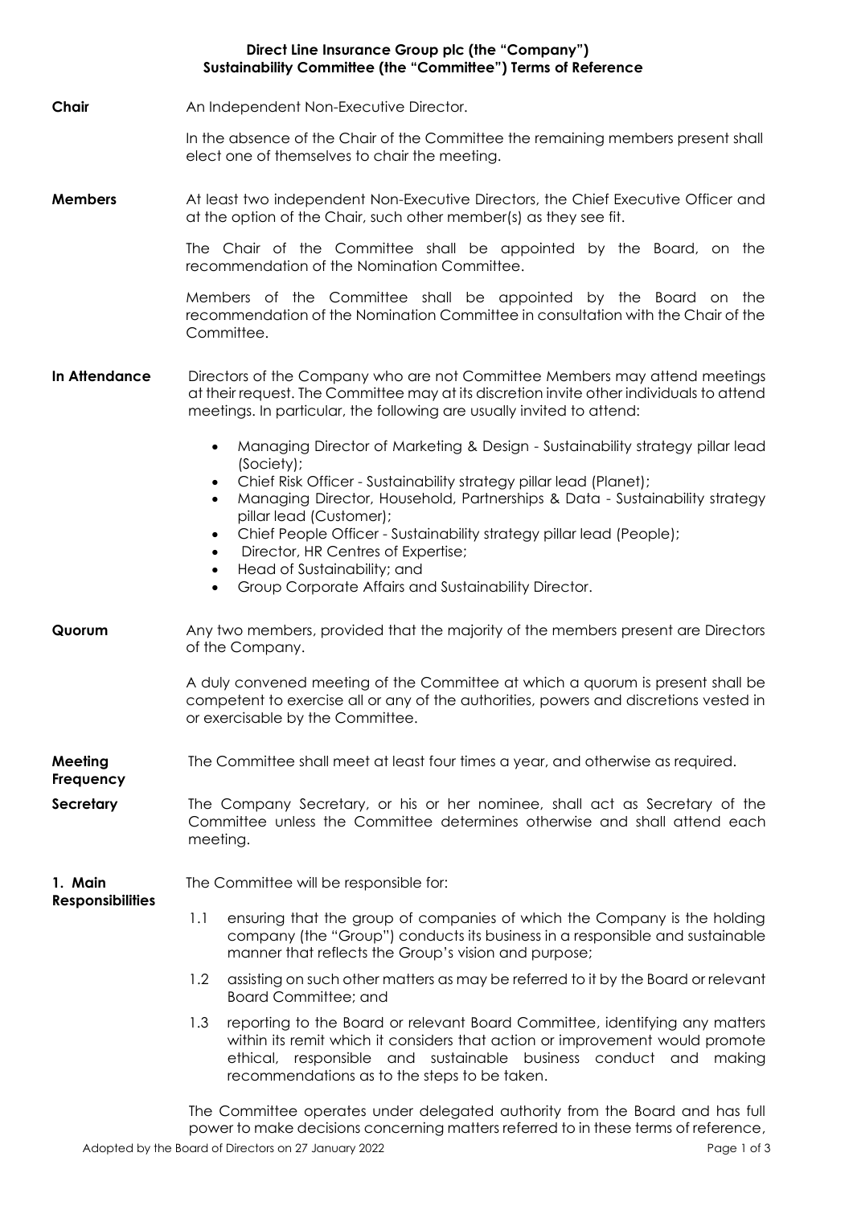# Direct Line Insurance Group plc (the "Company")
## Sustainability Committee (the "Committee") Terms of Reference

**Chair**

An Independent Non-Executive Director.

In the absence of the Chair of the Committee the remaining members present shall elect one of themselves to chair the meeting.

**Members**

At least two independent Non-Executive Directors, the Chief Executive Officer and at the option of the Chair, such other member(s) as they see fit.

The Chair of the Committee shall be appointed by the Board, on the recommendation of the Nomination Committee.

Members of the Committee shall be appointed by the Board on the recommendation of the Nomination Committee in consultation with the Chair of the Committee.

**In Attendance**

Directors of the Company who are not Committee Members may attend meetings at their request. The Committee may at its discretion invite other individuals to attend meetings. In particular, the following are usually invited to attend:

- Managing Director of Marketing & Design - Sustainability strategy pillar lead (Society);
- Chief Risk Officer - Sustainability strategy pillar lead (Planet);
- Managing Director, Household, Partnerships & Data - Sustainability strategy pillar lead (Customer);
- Chief People Officer - Sustainability strategy pillar lead (People);
- Director, HR Centres of Expertise;
- Head of Sustainability; and
- Group Corporate Affairs and Sustainability Director.

**Quorum**

Any two members, provided that the majority of the members present are Directors of the Company.

A duly convened meeting of the Committee at which a quorum is present shall be competent to exercise all or any of the authorities, powers and discretions vested in or exercisable by the Committee.

**Meeting Frequency**

The Committee shall meet at least four times a year, and otherwise as required.

**Secretary**

The Company Secretary, or his or her nominee, shall act as Secretary of the Committee unless the Committee determines otherwise and shall attend each meeting.

**1. Main Responsibilities**

The Committee will be responsible for:

1.1 ensuring that the group of companies of which the Company is the holding company (the "Group") conducts its business in a responsible and sustainable manner that reflects the Group's vision and purpose;

1.2 assisting on such other matters as may be referred to it by the Board or relevant Board Committee; and

1.3 reporting to the Board or relevant Board Committee, identifying any matters within its remit which it considers that action or improvement would promote ethical, responsible and sustainable business conduct and making recommendations as to the steps to be taken.

The Committee operates under delegated authority from the Board and has full power to make decisions concerning matters referred to in these terms of reference,

Adopted by the Board of Directors on 27 January 2022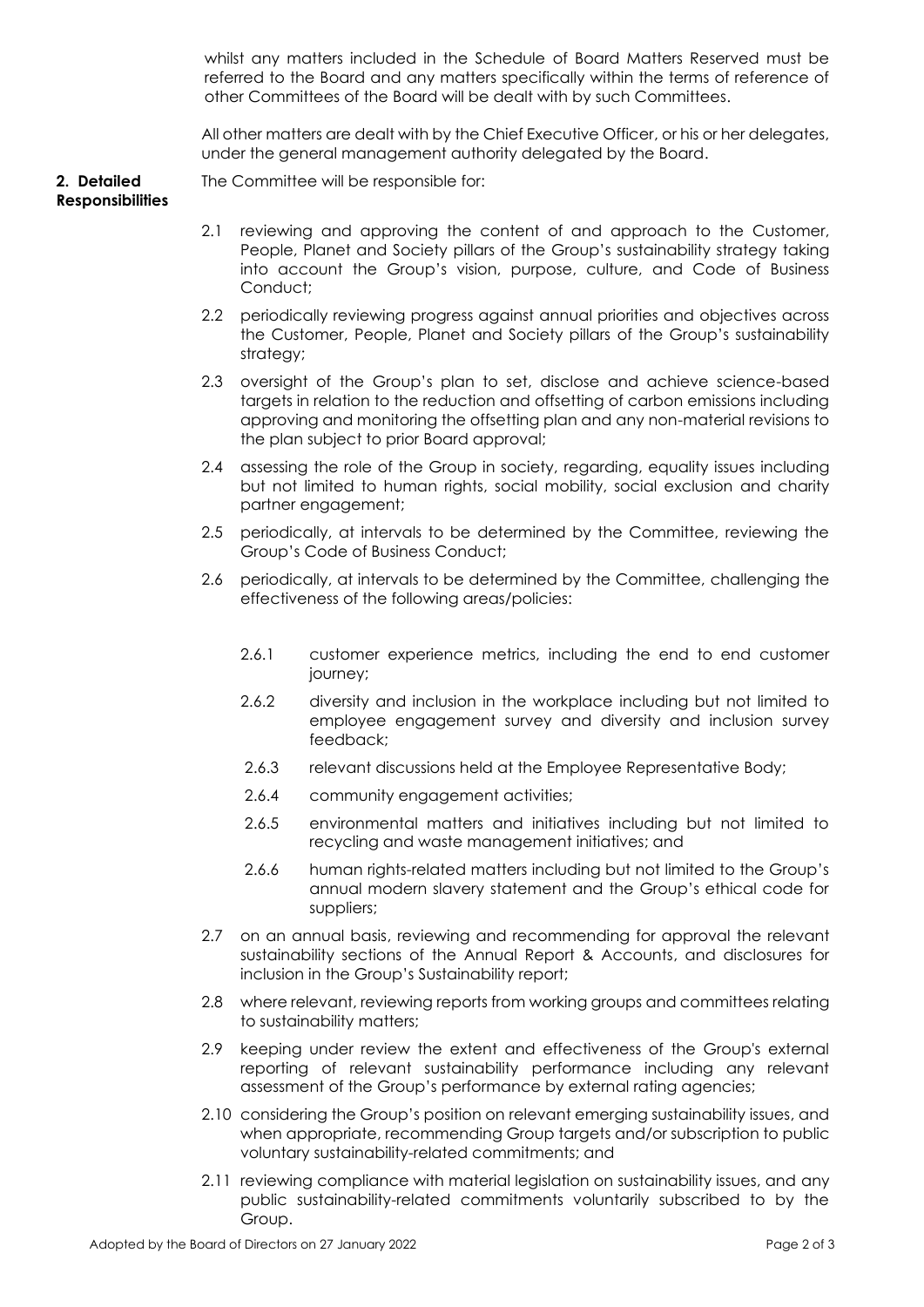whilst any matters included in the Schedule of Board Matters Reserved must be referred to the Board and any matters specifically within the terms of reference of other Committees of the Board will be dealt with by such Committees.

All other matters are dealt with by the Chief Executive Officer, or his or her delegates, under the general management authority delegated by the Board.

## 2. Detailed Responsibilities

The Committee will be responsible for:

2.1 reviewing and approving the content of and approach to the Customer, People, Planet and Society pillars of the Group's sustainability strategy taking into account the Group's vision, purpose, culture, and Code of Business Conduct;

2.2 periodically reviewing progress against annual priorities and objectives across the Customer, People, Planet and Society pillars of the Group's sustainability strategy;

2.3 oversight of the Group's plan to set, disclose and achieve science-based targets in relation to the reduction and offsetting of carbon emissions including approving and monitoring the offsetting plan and any non-material revisions to the plan subject to prior Board approval;

2.4 assessing the role of the Group in society, regarding, equality issues including but not limited to human rights, social mobility, social exclusion and charity partner engagement;

2.5 periodically, at intervals to be determined by the Committee, reviewing the Group's Code of Business Conduct;

2.6 periodically, at intervals to be determined by the Committee, challenging the effectiveness of the following areas/policies:

2.6.1 customer experience metrics, including the end to end customer journey;

2.6.2 diversity and inclusion in the workplace including but not limited to employee engagement survey and diversity and inclusion survey feedback;

2.6.3 relevant discussions held at the Employee Representative Body;

2.6.4 community engagement activities;

2.6.5 environmental matters and initiatives including but not limited to recycling and waste management initiatives; and

2.6.6 human rights-related matters including but not limited to the Group's annual modern slavery statement and the Group's ethical code for suppliers;

2.7 on an annual basis, reviewing and recommending for approval the relevant sustainability sections of the Annual Report & Accounts, and disclosures for inclusion in the Group's Sustainability report;

2.8 where relevant, reviewing reports from working groups and committees relating to sustainability matters;

2.9 keeping under review the extent and effectiveness of the Group's external reporting of relevant sustainability performance including any relevant assessment of the Group's performance by external rating agencies;

2.10 considering the Group's position on relevant emerging sustainability issues, and when appropriate, recommending Group targets and/or subscription to public voluntary sustainability-related commitments; and

2.11 reviewing compliance with material legislation on sustainability issues, and any public sustainability-related commitments voluntarily subscribed to by the Group.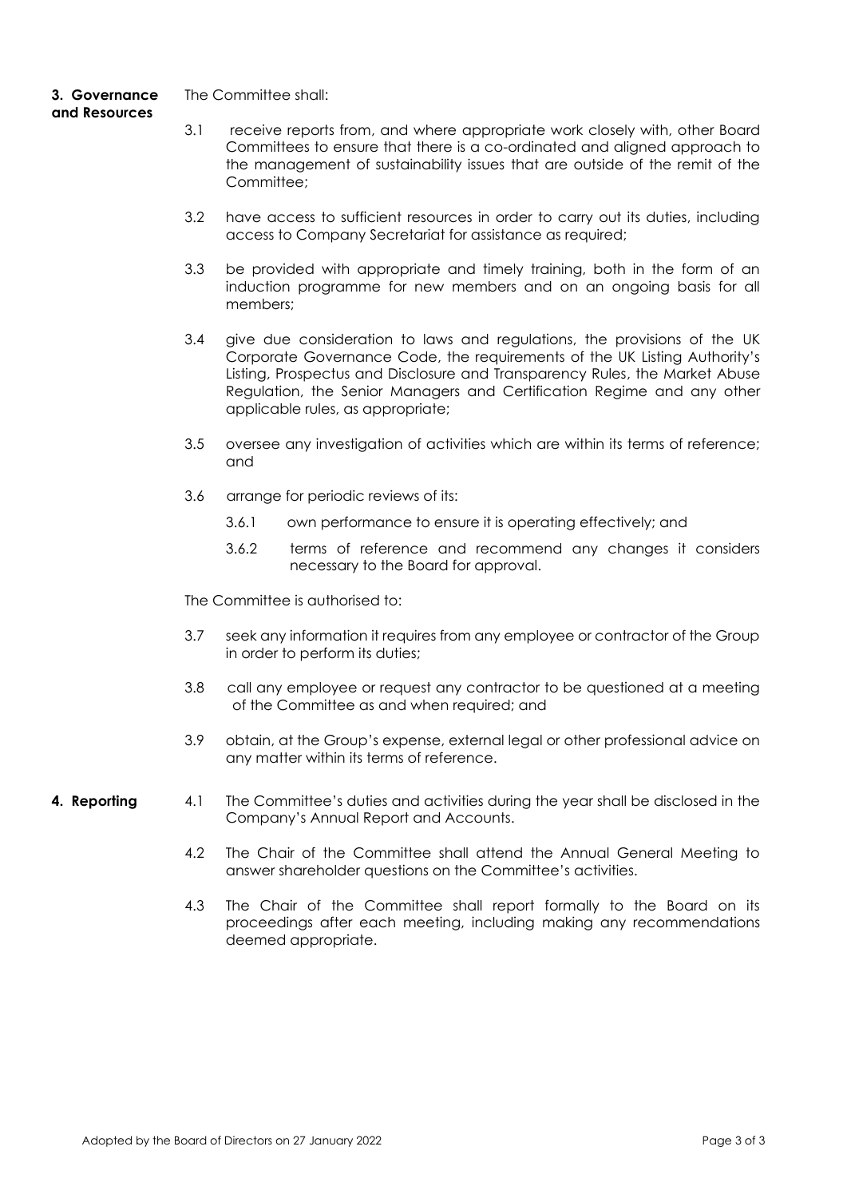## 3. Governance and Resources

The Committee shall:

3.1 receive reports from, and where appropriate work closely with, other Board Committees to ensure that there is a co-ordinated and aligned approach to the management of sustainability issues that are outside of the remit of the Committee;

3.2 have access to sufficient resources in order to carry out its duties, including access to Company Secretariat for assistance as required;

3.3 be provided with appropriate and timely training, both in the form of an induction programme for new members and on an ongoing basis for all members;

3.4 give due consideration to laws and regulations, the provisions of the UK Corporate Governance Code, the requirements of the UK Listing Authority's Listing, Prospectus and Disclosure and Transparency Rules, the Market Abuse Regulation, the Senior Managers and Certification Regime and any other applicable rules, as appropriate;

3.5 oversee any investigation of activities which are within its terms of reference; and

3.6 arrange for periodic reviews of its:

3.6.1 own performance to ensure it is operating effectively; and

3.6.2 terms of reference and recommend any changes it considers necessary to the Board for approval.

The Committee is authorised to:

3.7 seek any information it requires from any employee or contractor of the Group in order to perform its duties;

3.8 call any employee or request any contractor to be questioned at a meeting of the Committee as and when required; and

3.9 obtain, at the Group's expense, external legal or other professional advice on any matter within its terms of reference.

## 4. Reporting

4.1 The Committee's duties and activities during the year shall be disclosed in the Company's Annual Report and Accounts.

4.2 The Chair of the Committee shall attend the Annual General Meeting to answer shareholder questions on the Committee's activities.

4.3 The Chair of the Committee shall report formally to the Board on its proceedings after each meeting, including making any recommendations deemed appropriate.

Adopted by the Board of Directors on 27 January 2022